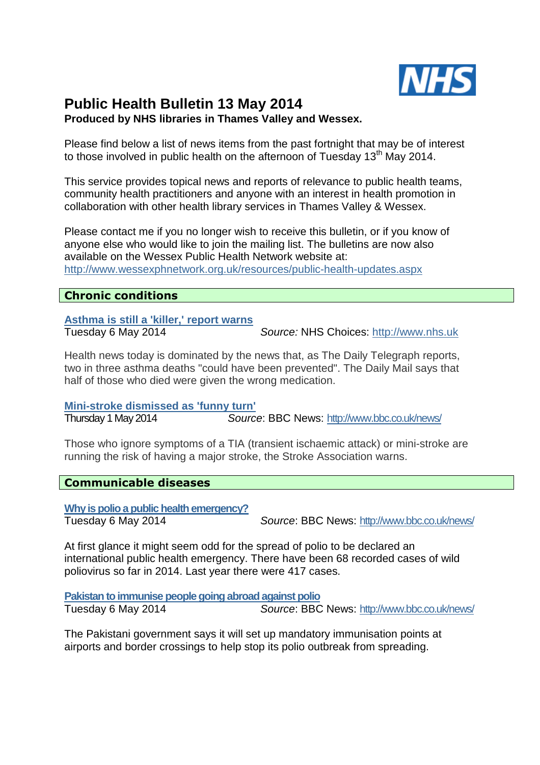# Public Health Bulletin 13 May 2014

**Produced by NHS libraries in Thames Valley and Wessex.**

Please find below a list of news items from the past fortnight that may be of interest to those involved in public health on the afternoon of Tuesday 13th May 2014.

This service provides topical news and reports of relevance to public health teams, community health practitioners and anyone with an interest in health promotion in collaboration with other health library services in Thames Valley & Wessex.

Please contact me if you no longer wish to receive this bulletin, or if you know of anyone else who would like to join the mailing list. The bulletins are now also available on the Wessex Public Health Network website at: http://www.wessexphnetwork.org.uk/resources/public-health-updates.aspx

## Chronic conditions

### Asthma is still a 'killer,' report warns

Tuesday 6 May 2014 — *Source:* NHS Choices: http://www.nhs.uk

Health news today is dominated by the news that, as The Daily Telegraph reports, two in three asthma deaths "could have been prevented". The Daily Mail says that half of those who died were given the wrong medication.

### Mini-stroke dismissed as 'funny turn'

Thursday 1 May 2014 — *Source*: BBC News: http://www.bbc.co.uk/news/

Those who ignore symptoms of a TIA (transient ischaemic attack) or mini-stroke are running the risk of having a major stroke, the Stroke Association warns.

## Communicable diseases

### Why is polio a public health emergency?

Tuesday 6 May 2014 — *Source*: BBC News: http://www.bbc.co.uk/news/

At first glance it might seem odd for the spread of polio to be declared an international public health emergency. There have been 68 recorded cases of wild poliovirus so far in 2014. Last year there were 417 cases.

### Pakistan to immunise people going abroad against polio

Tuesday 6 May 2014 — *Source*: BBC News: http://www.bbc.co.uk/news/

The Pakistani government says it will set up mandatory immunisation points at airports and border crossings to help stop its polio outbreak from spreading.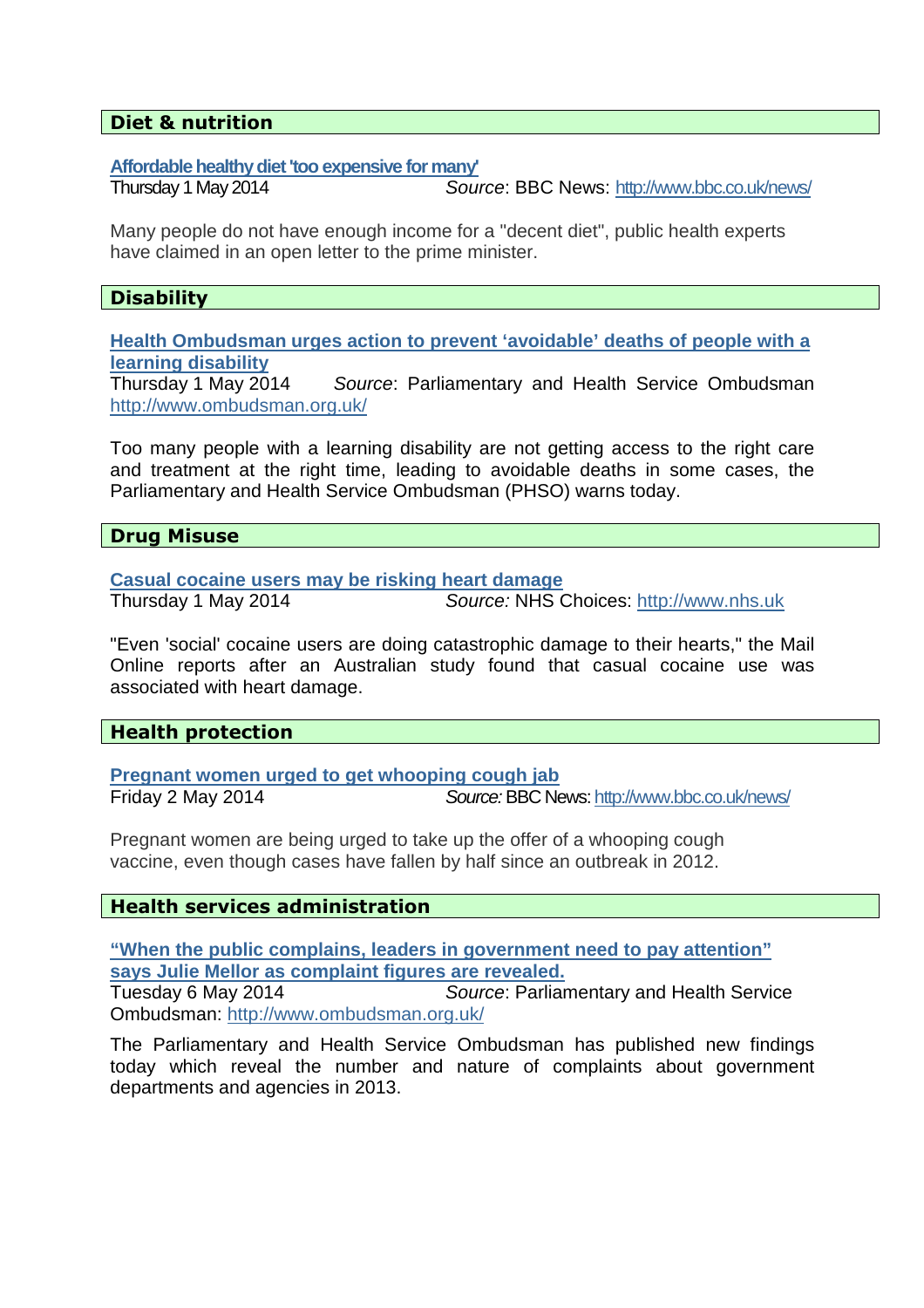## Diet & nutrition

**Affordable healthy diet 'too expensive for many'**
Thursday 1 May 2014 *Source*: BBC News: http://www.bbc.co.uk/news/

Many people do not have enough income for a "decent diet", public health experts have claimed in an open letter to the prime minister.

## Disability

**Health Ombudsman urges action to prevent 'avoidable' deaths of people with a learning disability**
Thursday 1 May 2014 *Source*: Parliamentary and Health Service Ombudsman http://www.ombudsman.org.uk/

Too many people with a learning disability are not getting access to the right care and treatment at the right time, leading to avoidable deaths in some cases, the Parliamentary and Health Service Ombudsman (PHSO) warns today.

## Drug Misuse

**Casual cocaine users may be risking heart damage**
Thursday 1 May 2014 *Source:* NHS Choices: http://www.nhs.uk

"Even 'social' cocaine users are doing catastrophic damage to their hearts," the Mail Online reports after an Australian study found that casual cocaine use was associated with heart damage.

## Health protection

**Pregnant women urged to get whooping cough jab**
Friday 2 May 2014 *Source:* BBC News: http://www.bbc.co.uk/news/

Pregnant women are being urged to take up the offer of a whooping cough vaccine, even though cases have fallen by half since an outbreak in 2012.

## Health services administration

**"When the public complains, leaders in government need to pay attention" says Julie Mellor as complaint figures are revealed.**
Tuesday 6 May 2014 *Source*: Parliamentary and Health Service Ombudsman: http://www.ombudsman.org.uk/

The Parliamentary and Health Service Ombudsman has published new findings today which reveal the number and nature of complaints about government departments and agencies in 2013.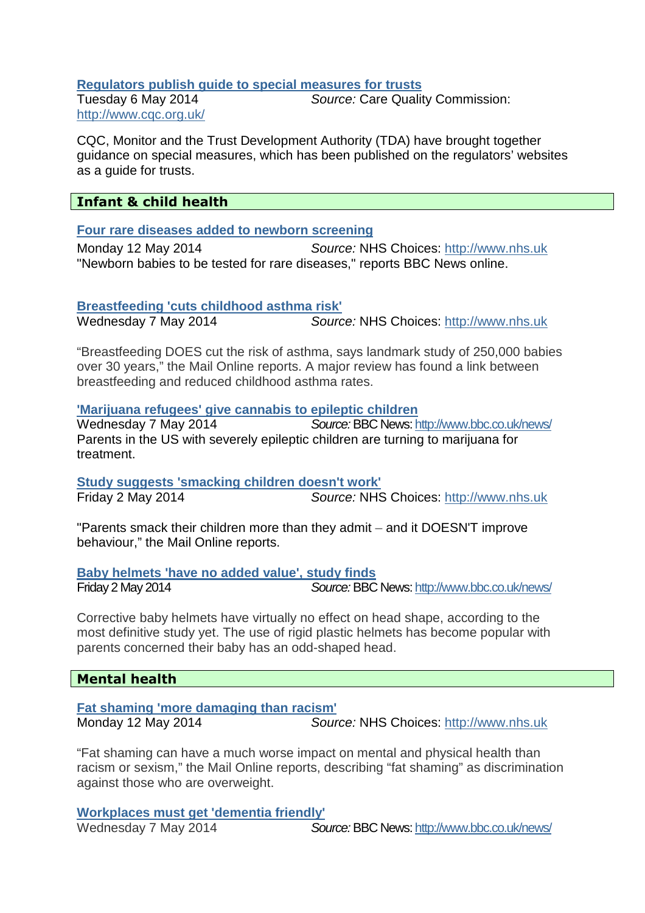**[Regulators publish guide to special measures for trusts](http://www.cqc.org.uk/)**

Tuesday 6 May 2014 *Source:* Care Quality Commission: http://www.cqc.org.uk/

CQC, Monitor and the Trust Development Authority (TDA) have brought together guidance on special measures, which has been published on the regulators' websites as a guide for trusts.

## Infant & child health

**Four rare diseases added to newborn screening**

Monday 12 May 2014 *Source:* NHS Choices: http://www.nhs.uk

"Newborn babies to be tested for rare diseases," reports BBC News online.

**Breastfeeding 'cuts childhood asthma risk'**

Wednesday 7 May 2014 *Source:* NHS Choices: http://www.nhs.uk

"Breastfeeding DOES cut the risk of asthma, says landmark study of 250,000 babies over 30 years," the Mail Online reports. A major review has found a link between breastfeeding and reduced childhood asthma rates.

**'Marijuana refugees' give cannabis to epileptic children**

Wednesday 7 May 2014 *Source:* BBC News: http://www.bbc.co.uk/news/

Parents in the US with severely epileptic children are turning to marijuana for treatment.

**Study suggests 'smacking children doesn't work'**

Friday 2 May 2014 *Source:* NHS Choices: http://www.nhs.uk

"Parents smack their children more than they admit – and it DOESN'T improve behaviour," the Mail Online reports.

**Baby helmets 'have no added value', study finds**

Friday 2 May 2014 *Source:* BBC News: http://www.bbc.co.uk/news/

Corrective baby helmets have virtually no effect on head shape, according to the most definitive study yet. The use of rigid plastic helmets has become popular with parents concerned their baby has an odd-shaped head.

## Mental health

**Fat shaming 'more damaging than racism'**

Monday 12 May 2014 *Source:* NHS Choices: http://www.nhs.uk

"Fat shaming can have a much worse impact on mental and physical health than racism or sexism," the Mail Online reports, describing "fat shaming" as discrimination against those who are overweight.

**Workplaces must get 'dementia friendly'**

Wednesday 7 May 2014 *Source:* BBC News: http://www.bbc.co.uk/news/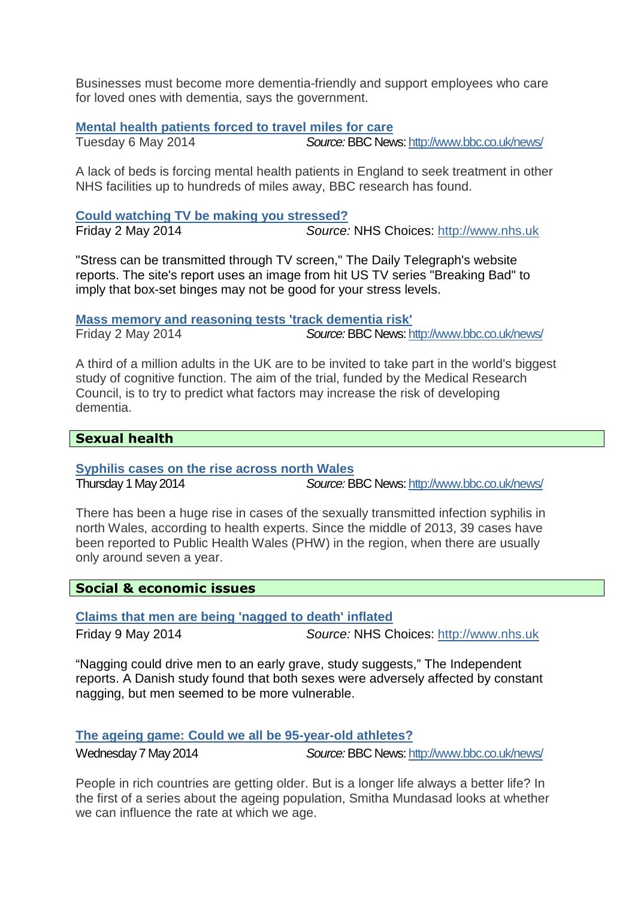Businesses must become more dementia-friendly and support employees who care for loved ones with dementia, says the government.

**Mental health patients forced to travel miles for care**
Tuesday 6 May 2014 *Source:* BBC News: http://www.bbc.co.uk/news/

A lack of beds is forcing mental health patients in England to seek treatment in other NHS facilities up to hundreds of miles away, BBC research has found.

**Could watching TV be making you stressed?**
Friday 2 May 2014 *Source:* NHS Choices: http://www.nhs.uk

"Stress can be transmitted through TV screen," The Daily Telegraph's website reports. The site's report uses an image from hit US TV series "Breaking Bad" to imply that box-set binges may not be good for your stress levels.

**Mass memory and reasoning tests 'track dementia risk'**
Friday 2 May 2014 *Source:* BBC News: http://www.bbc.co.uk/news/

A third of a million adults in the UK are to be invited to take part in the world's biggest study of cognitive function. The aim of the trial, funded by the Medical Research Council, is to try to predict what factors may increase the risk of developing dementia.

## Sexual health

**Syphilis cases on the rise across north Wales**
Thursday 1 May 2014 *Source:* BBC News: http://www.bbc.co.uk/news/

There has been a huge rise in cases of the sexually transmitted infection syphilis in north Wales, according to health experts. Since the middle of 2013, 39 cases have been reported to Public Health Wales (PHW) in the region, when there are usually only around seven a year.

## Social & economic issues

**Claims that men are being 'nagged to death' inflated**
Friday 9 May 2014 *Source:* NHS Choices: http://www.nhs.uk

"Nagging could drive men to an early grave, study suggests," The Independent reports. A Danish study found that both sexes were adversely affected by constant nagging, but men seemed to be more vulnerable.

**The ageing game: Could we all be 95-year-old athletes?**
Wednesday 7 May 2014 *Source:* BBC News: http://www.bbc.co.uk/news/

People in rich countries are getting older. But is a longer life always a better life? In the first of a series about the ageing population, Smitha Mundasad looks at whether we can influence the rate at which we age.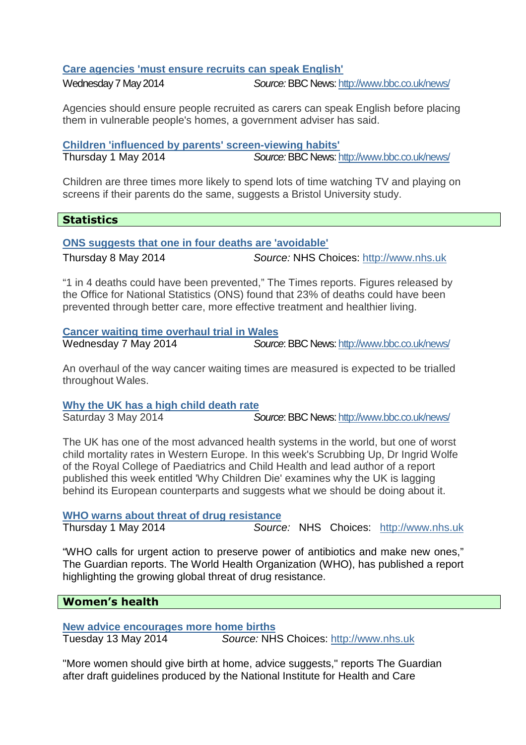**[Care agencies 'must ensure recruits can speak English']**

Wednesday 7 May 2014 *Source:* BBC News: http://www.bbc.co.uk/news/

Agencies should ensure people recruited as carers can speak English before placing them in vulnerable people's homes, a government adviser has said.

**[Children 'influenced by parents' screen-viewing habits']**

Thursday 1 May 2014 *Source:* BBC News: http://www.bbc.co.uk/news/

Children are three times more likely to spend lots of time watching TV and playing on screens if their parents do the same, suggests a Bristol University study.

## Statistics

**[ONS suggests that one in four deaths are 'avoidable']**

Thursday 8 May 2014 *Source:* NHS Choices: http://www.nhs.uk

"1 in 4 deaths could have been prevented," The Times reports. Figures released by the Office for National Statistics (ONS) found that 23% of deaths could have been prevented through better care, more effective treatment and healthier living.

**[Cancer waiting time overhaul trial in Wales]**

Wednesday 7 May 2014 *Source*: BBC News: http://www.bbc.co.uk/news/

An overhaul of the way cancer waiting times are measured is expected to be trialled throughout Wales.

**[Why the UK has a high child death rate]**

Saturday 3 May 2014 *Source*: BBC News: http://www.bbc.co.uk/news/

The UK has one of the most advanced health systems in the world, but one of worst child mortality rates in Western Europe. In this week's Scrubbing Up, Dr Ingrid Wolfe of the Royal College of Paediatrics and Child Health and lead author of a report published this week entitled 'Why Children Die' examines why the UK is lagging behind its European counterparts and suggests what we should be doing about it.

**[WHO warns about threat of drug resistance]**

Thursday 1 May 2014 *Source:* NHS Choices: http://www.nhs.uk

"WHO calls for urgent action to preserve power of antibiotics and make new ones," The Guardian reports. The World Health Organization (WHO), has published a report highlighting the growing global threat of drug resistance.

## Women's health

**[New advice encourages more home births]**

Tuesday 13 May 2014 *Source:* NHS Choices: http://www.nhs.uk

"More women should give birth at home, advice suggests," reports The Guardian after draft guidelines produced by the National Institute for Health and Care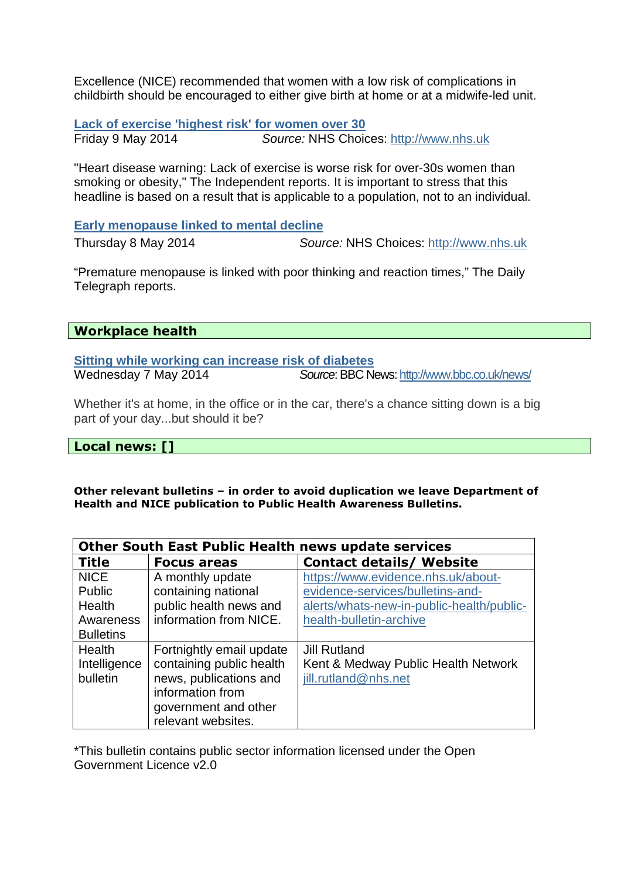Excellence (NICE) recommended that women with a low risk of complications in childbirth should be encouraged to either give birth at home or at a midwife-led unit.

**Lack of exercise 'highest risk' for women over 30**
Friday 9 May 2014 *Source:* NHS Choices: http://www.nhs.uk

"Heart disease warning: Lack of exercise is worse risk for over-30s women than smoking or obesity," The Independent reports. It is important to stress that this headline is based on a result that is applicable to a population, not to an individual.

**Early menopause linked to mental decline**
Thursday 8 May 2014 *Source:* NHS Choices: http://www.nhs.uk

"Premature menopause is linked with poor thinking and reaction times," The Daily Telegraph reports.

## Workplace health

**Sitting while working can increase risk of diabetes**
Wednesday 7 May 2014 *Source*: BBC News: http://www.bbc.co.uk/news/

Whether it's at home, in the office or in the car, there's a chance sitting down is a big part of your day...but should it be?

## Local news: []

**Other relevant bulletins – in order to avoid duplication we leave Department of Health and NICE publication to Public Health Awareness Bulletins.**

| Other South East Public Health news update services | | |
|---|---|---|
| **Title** | **Focus areas** | **Contact details/ Website** |
| NICE Public Health Awareness Bulletins | A monthly update containing national public health news and information from NICE. | https://www.evidence.nhs.uk/about-evidence-services/bulletins-and-alerts/whats-new-in-public-health/public-health-bulletin-archive |
| Health Intelligence bulletin | Fortnightly email update containing public health news, publications and information from government and other relevant websites. | Jill Rutland<br>Kent & Medway Public Health Network<br>jill.rutland@nhs.net |

*This bulletin contains public sector information licensed under the Open Government Licence v2.0